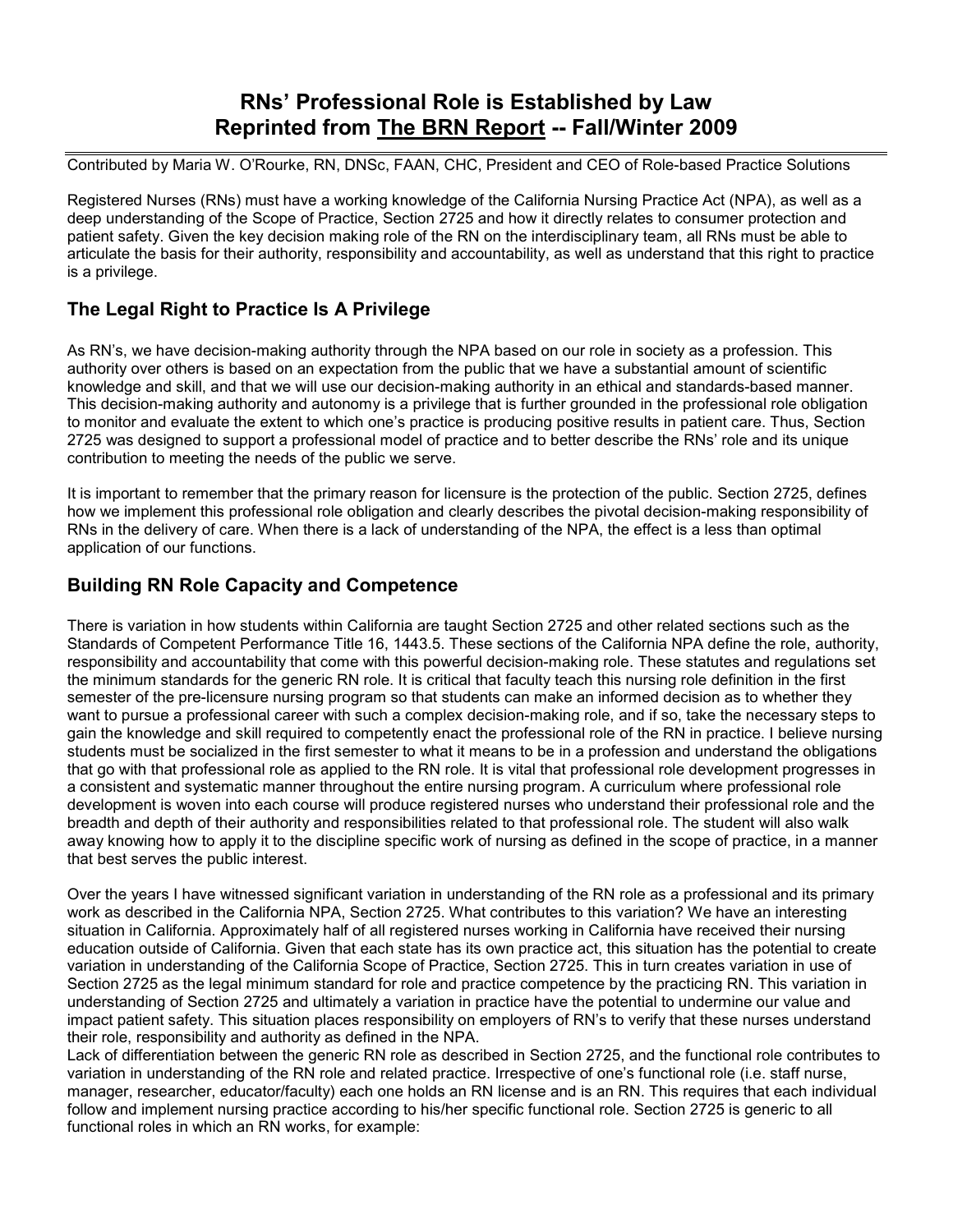# RNs' Professional Role is Established by Law
# Reprinted from The BRN Report -- Fall/Winter 2009

Contributed by Maria W. O'Rourke, RN, DNSc, FAAN, CHC, President and CEO of Role-based Practice Solutions

Registered Nurses (RNs) must have a working knowledge of the California Nursing Practice Act (NPA), as well as a deep understanding of the Scope of Practice, Section 2725 and how it directly relates to consumer protection and patient safety. Given the key decision making role of the RN on the interdisciplinary team, all RNs must be able to articulate the basis for their authority, responsibility and accountability, as well as understand that this right to practice is a privilege.

## The Legal Right to Practice Is A Privilege

As RN's, we have decision-making authority through the NPA based on our role in society as a profession. This authority over others is based on an expectation from the public that we have a substantial amount of scientific knowledge and skill, and that we will use our decision-making authority in an ethical and standards-based manner. This decision-making authority and autonomy is a privilege that is further grounded in the professional role obligation to monitor and evaluate the extent to which one's practice is producing positive results in patient care. Thus, Section 2725 was designed to support a professional model of practice and to better describe the RNs' role and its unique contribution to meeting the needs of the public we serve.

It is important to remember that the primary reason for licensure is the protection of the public. Section 2725, defines how we implement this professional role obligation and clearly describes the pivotal decision-making responsibility of RNs in the delivery of care. When there is a lack of understanding of the NPA, the effect is a less than optimal application of our functions.

## Building RN Role Capacity and Competence

There is variation in how students within California are taught Section 2725 and other related sections such as the Standards of Competent Performance Title 16, 1443.5. These sections of the California NPA define the role, authority, responsibility and accountability that come with this powerful decision-making role. These statutes and regulations set the minimum standards for the generic RN role. It is critical that faculty teach this nursing role definition in the first semester of the pre-licensure nursing program so that students can make an informed decision as to whether they want to pursue a professional career with such a complex decision-making role, and if so, take the necessary steps to gain the knowledge and skill required to competently enact the professional role of the RN in practice. I believe nursing students must be socialized in the first semester to what it means to be in a profession and understand the obligations that go with that professional role as applied to the RN role. It is vital that professional role development progresses in a consistent and systematic manner throughout the entire nursing program. A curriculum where professional role development is woven into each course will produce registered nurses who understand their professional role and the breadth and depth of their authority and responsibilities related to that professional role. The student will also walk away knowing how to apply it to the discipline specific work of nursing as defined in the scope of practice, in a manner that best serves the public interest.

Over the years I have witnessed significant variation in understanding of the RN role as a professional and its primary work as described in the California NPA, Section 2725. What contributes to this variation? We have an interesting situation in California. Approximately half of all registered nurses working in California have received their nursing education outside of California. Given that each state has its own practice act, this situation has the potential to create variation in understanding of the California Scope of Practice, Section 2725. This in turn creates variation in use of Section 2725 as the legal minimum standard for role and practice competence by the practicing RN. This variation in understanding of Section 2725 and ultimately a variation in practice have the potential to undermine our value and impact patient safety. This situation places responsibility on employers of RN's to verify that these nurses understand their role, responsibility and authority as defined in the NPA.

Lack of differentiation between the generic RN role as described in Section 2725, and the functional role contributes to variation in understanding of the RN role and related practice. Irrespective of one's functional role (i.e. staff nurse, manager, researcher, educator/faculty) each one holds an RN license and is an RN. This requires that each individual follow and implement nursing practice according to his/her specific functional role. Section 2725 is generic to all functional roles in which an RN works, for example: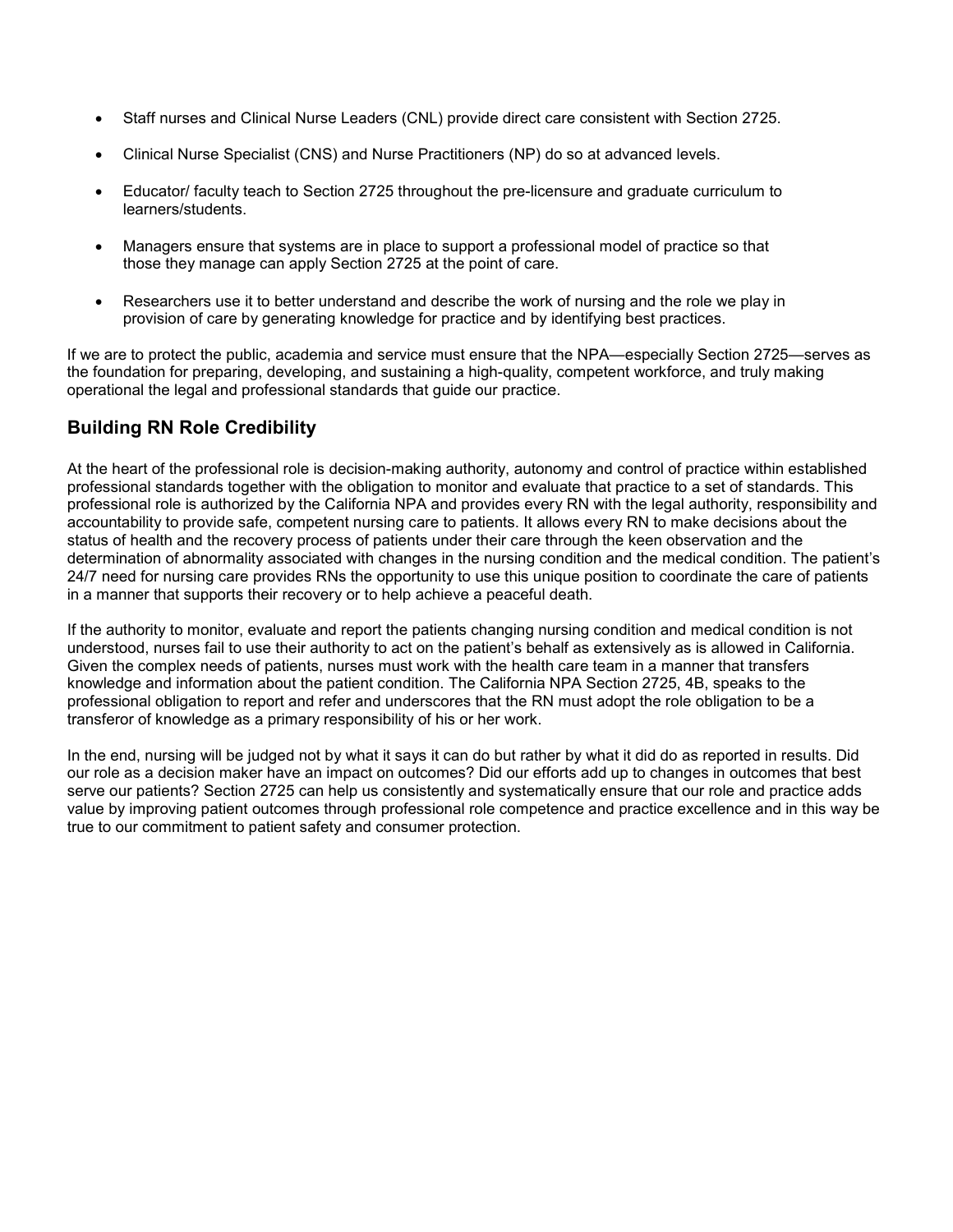- Staff nurses and Clinical Nurse Leaders (CNL) provide direct care consistent with Section 2725.
- Clinical Nurse Specialist (CNS) and Nurse Practitioners (NP) do so at advanced levels.
- Educator/ faculty teach to Section 2725 throughout the pre-licensure and graduate curriculum to learners/students.
- Managers ensure that systems are in place to support a professional model of practice so that those they manage can apply Section 2725 at the point of care.
- Researchers use it to better understand and describe the work of nursing and the role we play in provision of care by generating knowledge for practice and by identifying best practices.

If we are to protect the public, academia and service must ensure that the NPA—especially Section 2725—serves as the foundation for preparing, developing, and sustaining a high-quality, competent workforce, and truly making operational the legal and professional standards that guide our practice.

## Building RN Role Credibility

At the heart of the professional role is decision-making authority, autonomy and control of practice within established professional standards together with the obligation to monitor and evaluate that practice to a set of standards. This professional role is authorized by the California NPA and provides every RN with the legal authority, responsibility and accountability to provide safe, competent nursing care to patients. It allows every RN to make decisions about the status of health and the recovery process of patients under their care through the keen observation and the determination of abnormality associated with changes in the nursing condition and the medical condition. The patient's 24/7 need for nursing care provides RNs the opportunity to use this unique position to coordinate the care of patients in a manner that supports their recovery or to help achieve a peaceful death.

If the authority to monitor, evaluate and report the patients changing nursing condition and medical condition is not understood, nurses fail to use their authority to act on the patient's behalf as extensively as is allowed in California. Given the complex needs of patients, nurses must work with the health care team in a manner that transfers knowledge and information about the patient condition. The California NPA Section 2725, 4B, speaks to the professional obligation to report and refer and underscores that the RN must adopt the role obligation to be a transferor of knowledge as a primary responsibility of his or her work.

In the end, nursing will be judged not by what it says it can do but rather by what it did do as reported in results. Did our role as a decision maker have an impact on outcomes? Did our efforts add up to changes in outcomes that best serve our patients? Section 2725 can help us consistently and systematically ensure that our role and practice adds value by improving patient outcomes through professional role competence and practice excellence and in this way be true to our commitment to patient safety and consumer protection.